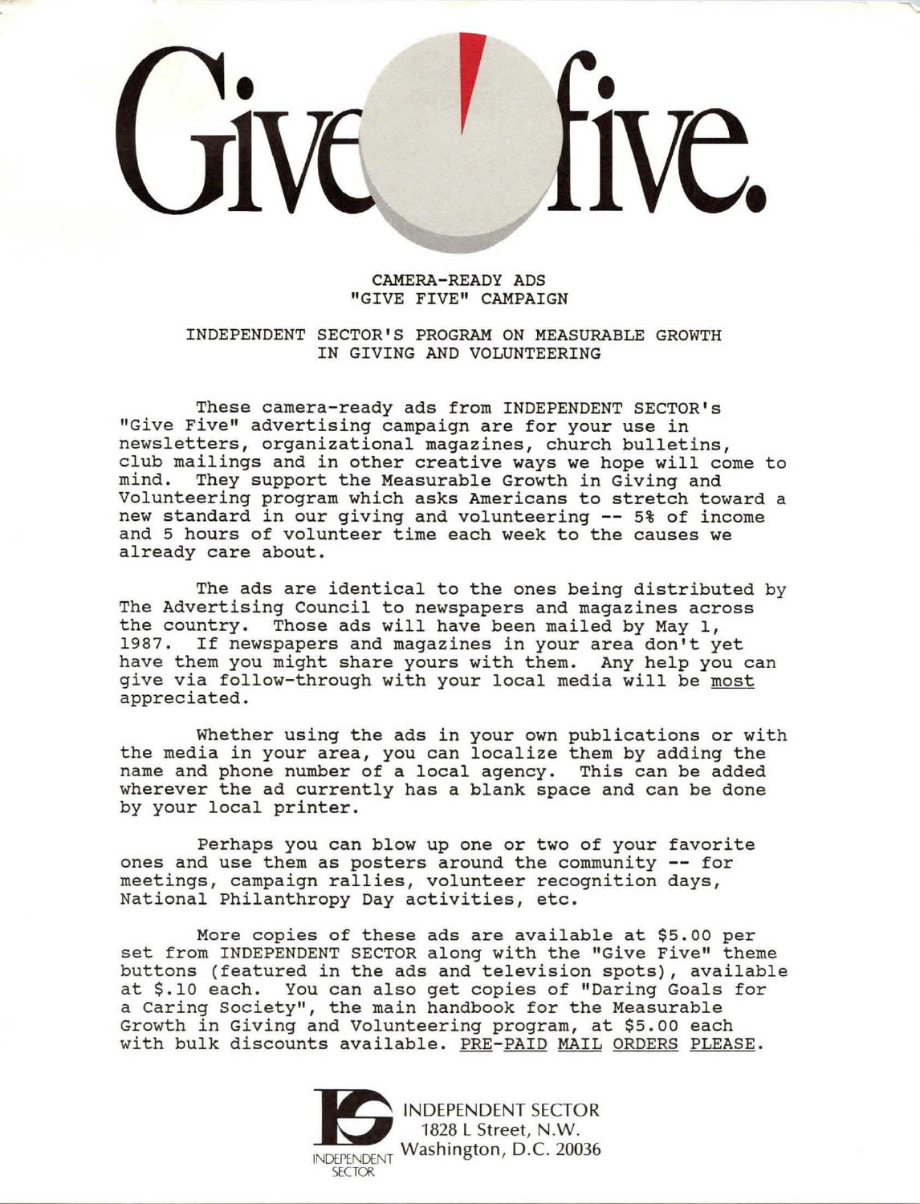# Give five.

CAMERA-READY ADS
"GIVE FIVE" CAMPAIGN

INDEPENDENT SECTOR'S PROGRAM ON MEASURABLE GROWTH IN GIVING AND VOLUNTEERING

These camera-ready ads from INDEPENDENT SECTOR's "Give Five" advertising campaign are for your use in newsletters, organizational magazines, church bulletins, club mailings and in other creative ways we hope will come to mind. They support the Measurable Growth in Giving and Volunteering program which asks Americans to stretch toward a new standard in our giving and volunteering -- 5% of income and 5 hours of volunteer time each week to the causes we already care about.

The ads are identical to the ones being distributed by The Advertising Council to newspapers and magazines across the country. Those ads will have been mailed by May 1, 1987. If newspapers and magazines in your area don't yet have them you might share yours with them. Any help you can give via follow-through with your local media will be most appreciated.

Whether using the ads in your own publications or with the media in your area, you can localize them by adding the name and phone number of a local agency. This can be added wherever the ad currently has a blank space and can be done by your local printer.

Perhaps you can blow up one or two of your favorite ones and use them as posters around the community -- for meetings, campaign rallies, volunteer recognition days, National Philanthropy Day activities, etc.

More copies of these ads are available at $5.00 per set from INDEPENDENT SECTOR along with the "Give Five" theme buttons (featured in the ads and television spots), available at $.10 each. You can also get copies of "Daring Goals for a Caring Society", the main handbook for the Measurable Growth in Giving and Volunteering program, at $5.00 each with bulk discounts available. PRE-PAID MAIL ORDERS PLEASE.

INDEPENDENT SECTOR
1828 L Street, N.W.
Washington, D.C. 20036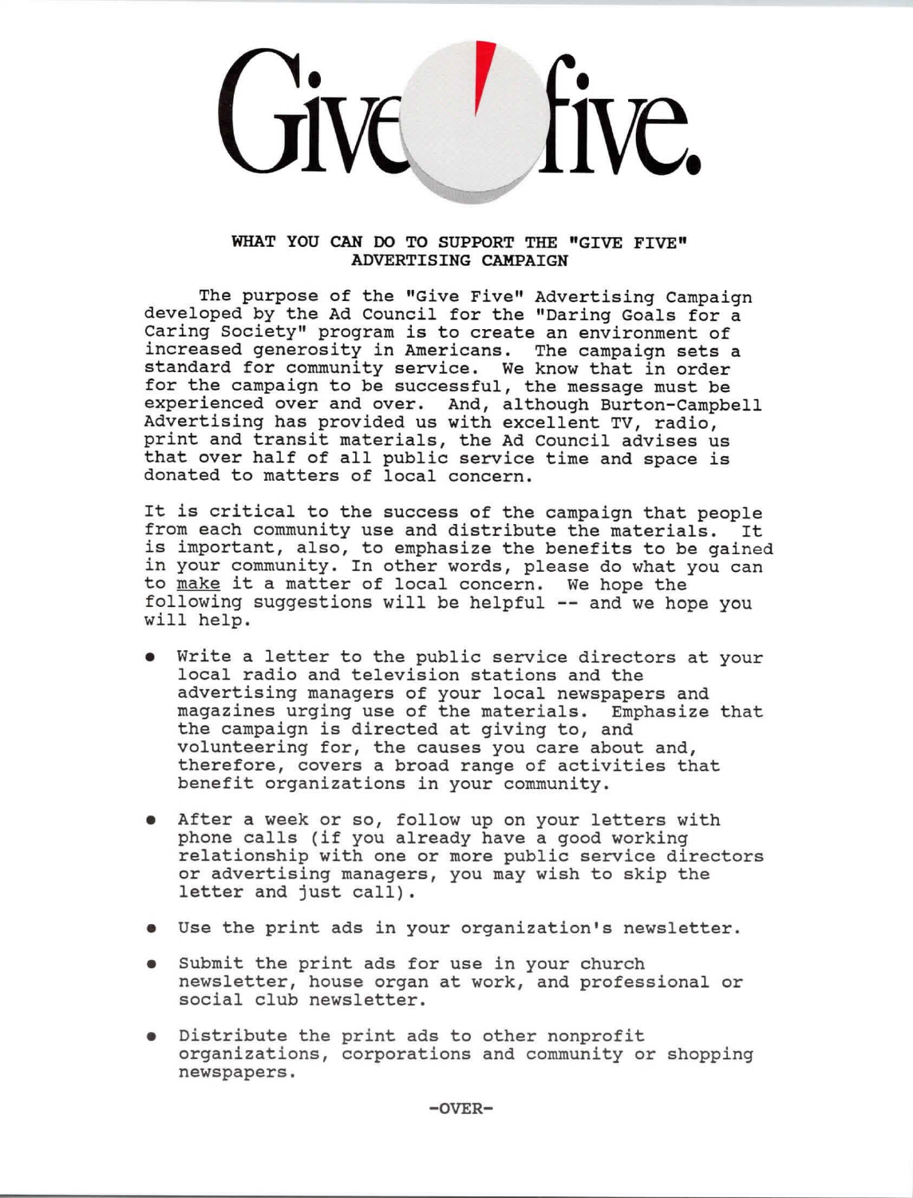# Give five.

## WHAT YOU CAN DO TO SUPPORT THE "GIVE FIVE" ADVERTISING CAMPAIGN

The purpose of the "Give Five" Advertising Campaign developed by the Ad Council for the "Daring Goals for a Caring Society" program is to create an environment of increased generosity in Americans. The campaign sets a standard for community service. We know that in order for the campaign to be successful, the message must be experienced over and over. And, although Burton-Campbell Advertising has provided us with excellent TV, radio, print and transit materials, the Ad Council advises us that over half of all public service time and space is donated to matters of local concern.

It is critical to the success of the campaign that people from each community use and distribute the materials. It is important, also, to emphasize the benefits to be gained in your community. In other words, please do what you can to make it a matter of local concern. We hope the following suggestions will be helpful -- and we hope you will help.

- Write a letter to the public service directors at your local radio and television stations and the advertising managers of your local newspapers and magazines urging use of the materials. Emphasize that the campaign is directed at giving to, and volunteering for, the causes you care about and, therefore, covers a broad range of activities that benefit organizations in your community.
- After a week or so, follow up on your letters with phone calls (if you already have a good working relationship with one or more public service directors or advertising managers, you may wish to skip the letter and just call).
- Use the print ads in your organization's newsletter.
- Submit the print ads for use in your church newsletter, house organ at work, and professional or social club newsletter.
- Distribute the print ads to other nonprofit organizations, corporations and community or shopping newspapers.

-OVER-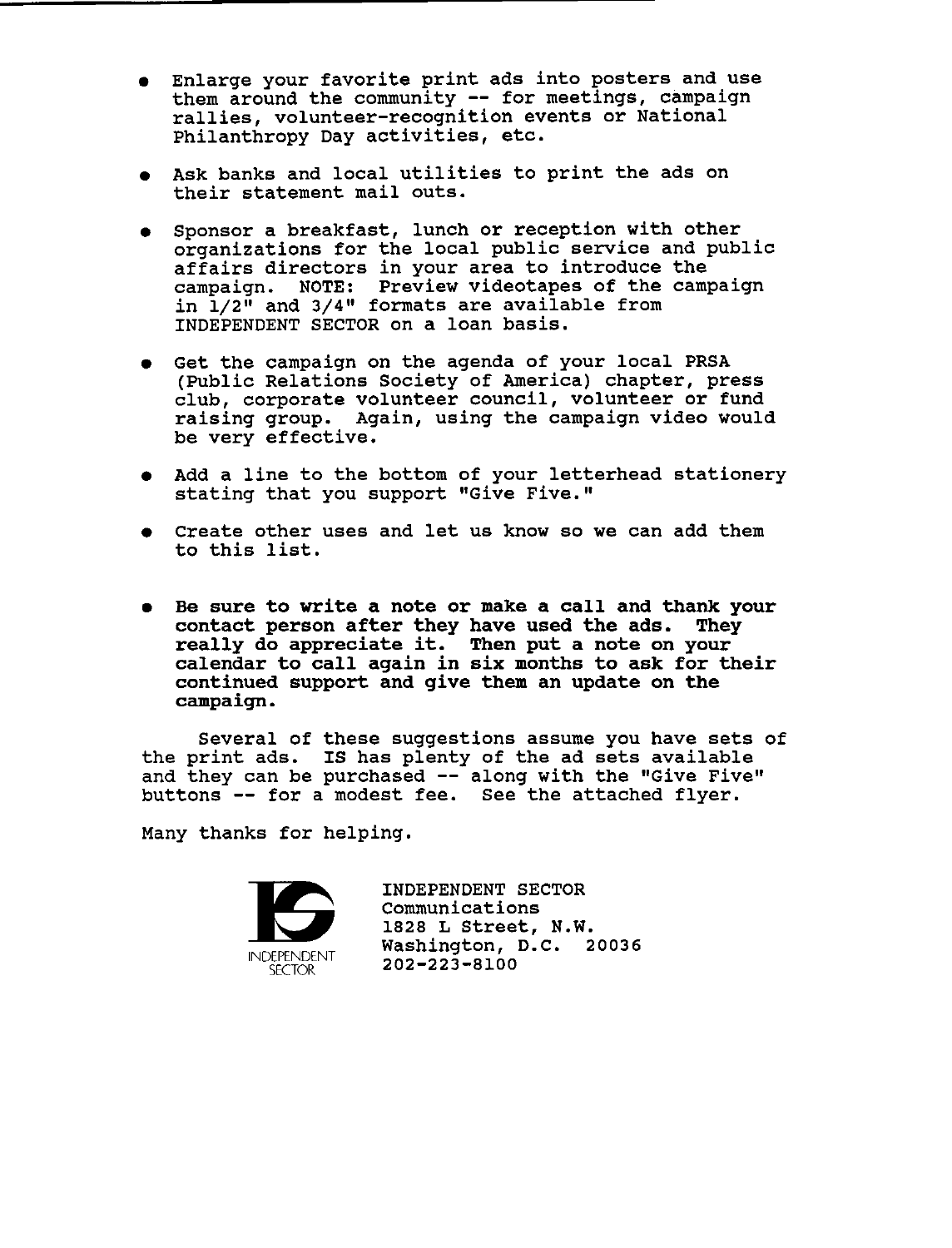- Enlarge your favorite print ads into posters and use them around the community -- for meetings, campaign rallies, volunteer-recognition events or National Philanthropy Day activities, etc.

- Ask banks and local utilities to print the ads on their statement mail outs.

- Sponsor a breakfast, lunch or reception with other organizations for the local public service and public affairs directors in your area to introduce the campaign. NOTE: Preview videotapes of the campaign in 1/2" and 3/4" formats are available from INDEPENDENT SECTOR on a loan basis.

- Get the campaign on the agenda of your local PRSA (Public Relations Society of America) chapter, press club, corporate volunteer council, volunteer or fund raising group. Again, using the campaign video would be very effective.

- Add a line to the bottom of your letterhead stationery stating that you support "Give Five."

- Create other uses and let us know so we can add them to this list.

- **Be sure to write a note or make a call and thank your contact person after they have used the ads. They really do appreciate it. Then put a note on your calendar to call again in six months to ask for their continued support and give them an update on the campaign.**

Several of these suggestions assume you have sets of the print ads. IS has plenty of the ad sets available and they can be purchased -- along with the "Give Five" buttons -- for a modest fee. See the attached flyer.

Many thanks for helping.

INDEPENDENT SECTOR

INDEPENDENT SECTOR
Communications
1828 L Street, N.W.
Washington, D.C. 20036
202-223-8100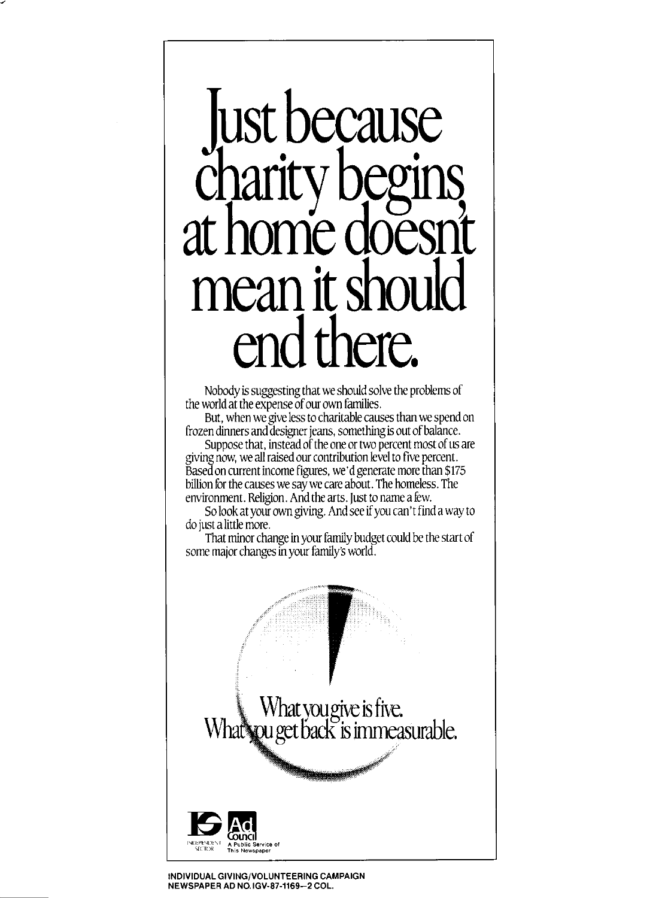# Just because charity begins at home doesn't mean it should end there.

Nobody is suggesting that we should solve the problems of the world at the expense of our own families.

But, when we give less to charitable causes than we spend on frozen dinners and designer jeans, something is out of balance.

Suppose that, instead of the one or two percent most of us are giving now, we all raised our contribution level to five percent. Based on current income figures, we'd generate more than $175 billion for the causes we say we care about. The homeless. The environment. Religion. And the arts. Just to name a few.

So look at your own giving. And see if you can't find a way to do just a little more.

That minor change in your family budget could be the start of some major changes in your family's world.

What you give is five.
What you get back is immeasurable.

INDEPENDENT SECTOR

Ad Council
A Public Service of This Newspaper

INDIVIDUAL GIVING/VOLUNTEERING CAMPAIGN
NEWSPAPER AD NO. IGV-87-1169—2 COL.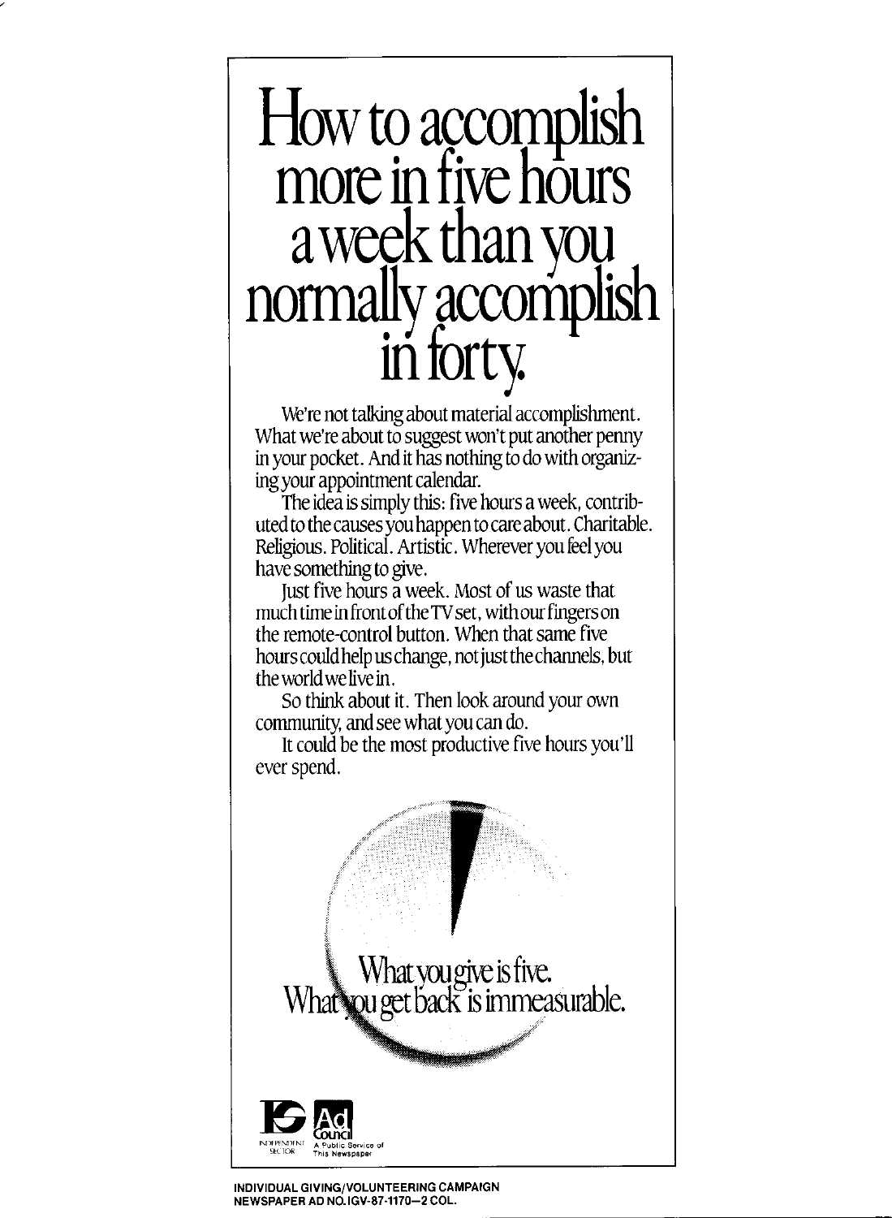# How to accomplish more in five hours a week than you normally accomplish in forty.

We're not talking about material accomplishment. What we're about to suggest won't put another penny in your pocket. And it has nothing to do with organizing your appointment calendar.

The idea is simply this: five hours a week, contributed to the causes you happen to care about. Charitable. Religious. Political. Artistic. Wherever you feel you have something to give.

Just five hours a week. Most of us waste that much time in front of the TV set, with our fingers on the remote-control button. When that same five hours could help us change, not just the channels, but the world we live in.

So think about it. Then look around your own community, and see what you can do.

It could be the most productive five hours you'll ever spend.

What you give is five.
What you get back is immeasurable.

INDEPENDENT SECTOR

Ad Council
A Public Service of This Newspaper

**INDIVIDUAL GIVING/VOLUNTEERING CAMPAIGN**
**NEWSPAPER AD NO. IGV-87-1170—2 COL.**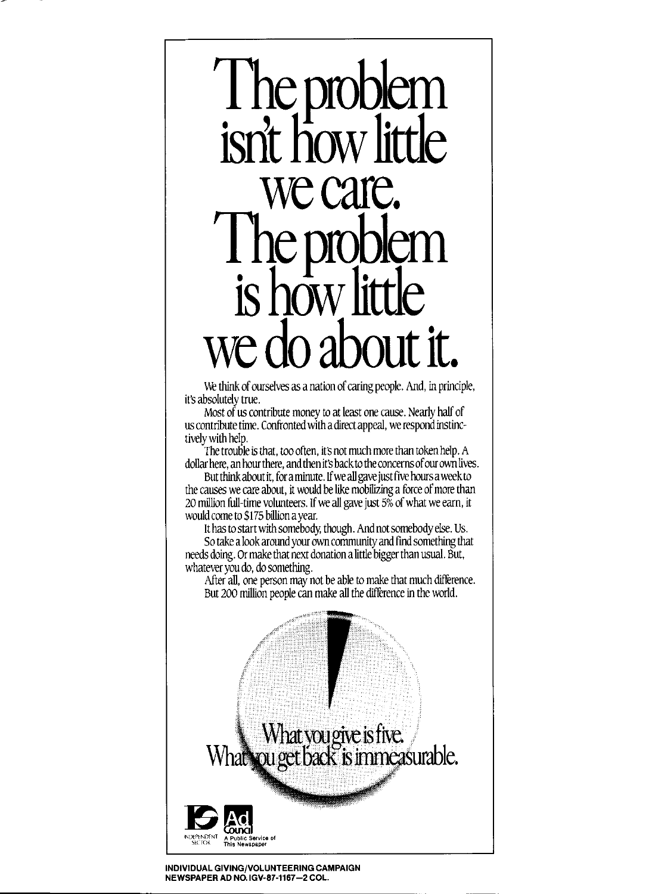# The problem isn't how little we care. The problem is how little we do about it.

We think of ourselves as a nation of caring people. And, in principle, it's absolutely true.

Most of us contribute money to at least one cause. Nearly half of us contribute time. Confronted with a direct appeal, we respond instinctively with help.

The trouble is that, too often, it's not much more than token help. A dollar here, an hour there, and then it's back to the concerns of our own lives.

But think about it, for a minute. If we all gave just five hours a week to the causes we care about, it would be like mobilizing a force of more than 20 million full-time volunteers. If we all gave just 5% of what we earn, it would come to $175 billion a year.

It has to start with somebody, though. And not somebody else. Us.

So take a look around your own community and find something that needs doing. Or make that next donation a little bigger than usual. But, whatever you do, do something.

After all, one person may not be able to make that much difference. But 200 million people can make all the difference in the world.

What you give is five.
What you get back is immeasurable.

INDEPENDENT SECTOR

Ad Council
A Public Service of This Newspaper

INDIVIDUAL GIVING/VOLUNTEERING CAMPAIGN
NEWSPAPER AD NO. IGV-87-1167—2 COL.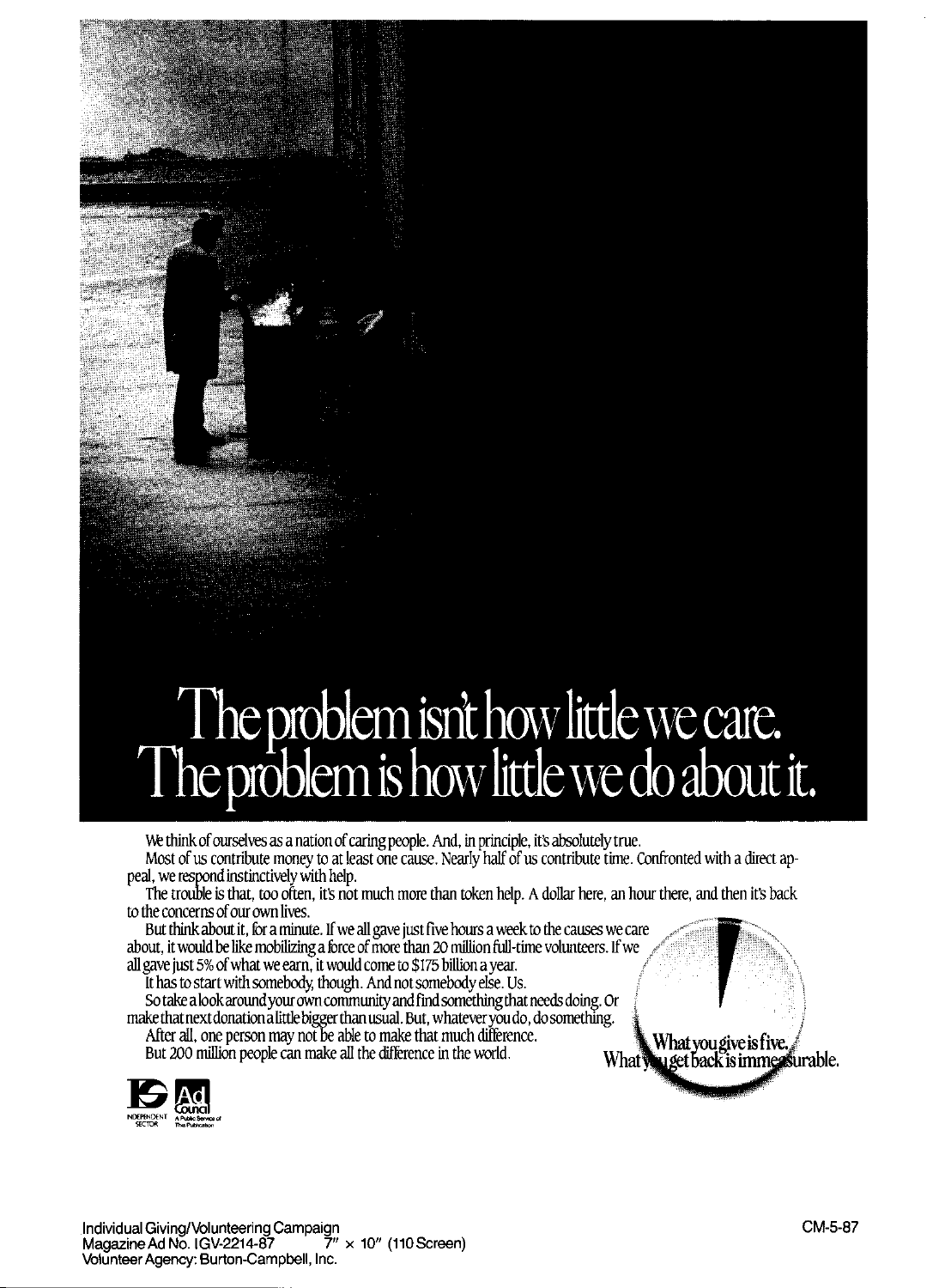# The problem isn't how little we care. The problem is how little we do about it.

We think of ourselves as a nation of caring people. And, in principle, it's absolutely true.

Most of us contribute money to at least one cause. Nearly half of us contribute time. Confronted with a direct appeal, we respond instinctively with help.

The trouble is that, too often, it's not much more than token help. A dollar here, an hour there, and then it's back to the concerns of our own lives.

But think about it, for a minute. If we all gave just five hours a week to the causes we care about, it would be like mobilizing a force of more than 20 million full-time volunteers. If we all gave just 5% of what we earn, it would come to $175 billion a year.

It has to start with somebody, though. And not somebody else. Us.

So take a look around your own community and find something that needs doing. Or make that next donation a little bigger than usual. But, whatever you do, do something.

After all, one person may not be able to make that much difference.

But 200 million people can make all the difference in the world.

What you give is five. What you get back is immeasurable.

INDEPENDENT SECTOR

Ad Council — A Public Service of This Publication

Individual Giving/Volunteering Campaign
Magazine Ad No. IGV-2214-87 7" × 10" (110 Screen)
Volunteer Agency: Burton-Campbell, Inc.

CM-5-87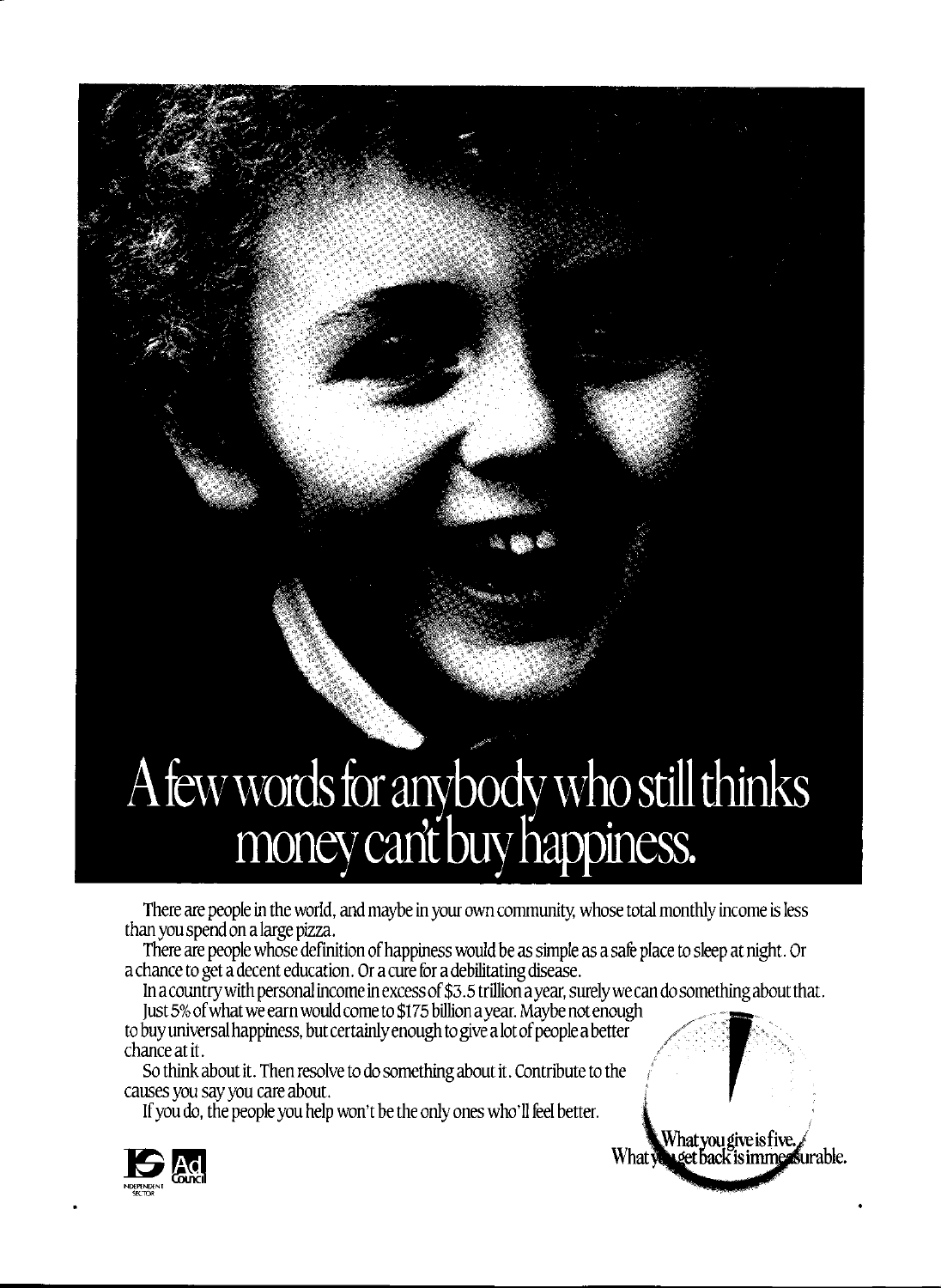# A few words for anybody who still thinks money can't buy happiness.

There are people in the world, and maybe in your own community, whose total monthly income is less than you spend on a large pizza.

There are people whose definition of happiness would be as simple as a safe place to sleep at night. Or a chance to get a decent education. Or a cure for a debilitating disease.

In a country with personal income in excess of $3.5 trillion a year, surely we can do something about that.

Just 5% of what we earn would come to $175 billion a year. Maybe not enough to buy universal happiness, but certainly enough to give a lot of people a better chance at it.

So think about it. Then resolve to do something about it. Contribute to the causes you say you care about.

If you do, the people you help won't be the only ones who'll feel better.

What you give is five. What you get back is immeasurable.

INDEPENDENT SECTOR Ad Council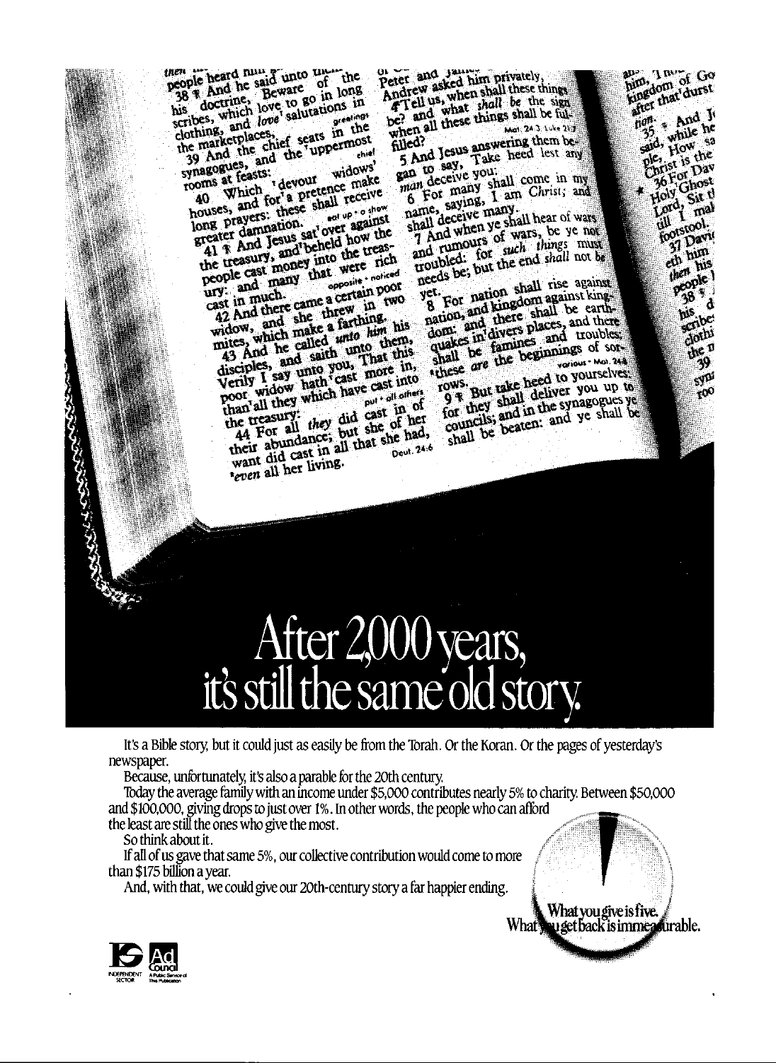# After 2,000 years, it's still the same old story.

It's a Bible story, but it could just as easily be from the Torah. Or the Koran. Or the pages of yesterday's newspaper.

Because, unfortunately, it's also a parable for the 20th century.

Today the average family with an income under $5,000 contributes nearly 5% to charity. Between $50,000 and $100,000, giving drops to just over 1%. In other words, the people who can afford the least are still the ones who give the most.

So think about it.

If all of us gave that same 5%, our collective contribution would come to more than $175 billion a year.

And, with that, we could give our 20th-century story a far happier ending.

What you give is five. What you get back is immeasurable.

INDEPENDENT SECTOR

Ad Council — A Public Service of This Publication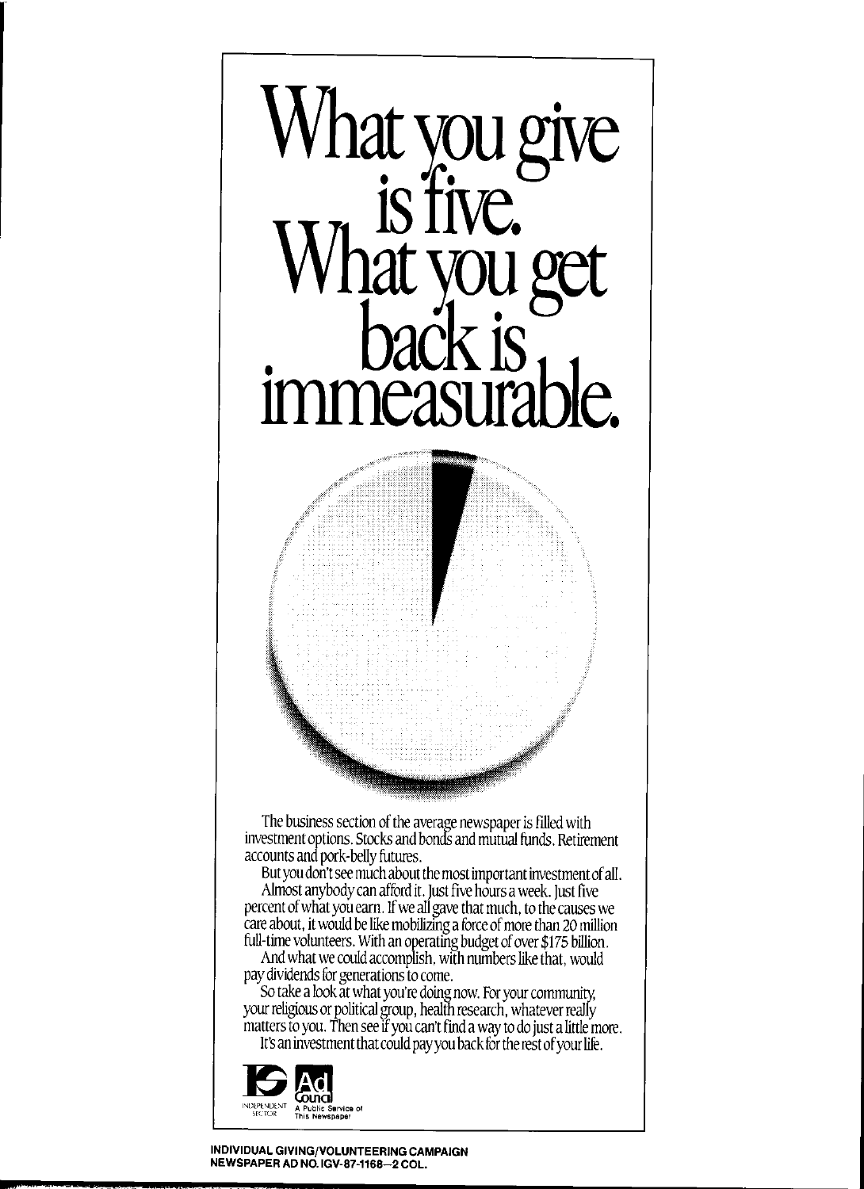# What you give is five. What you get back is immeasurable.

The business section of the average newspaper is filled with investment options. Stocks and bonds and mutual funds. Retirement accounts and pork-belly futures.

But you don't see much about the most important investment of all.

Almost anybody can afford it. Just five hours a week. Just five percent of what you earn. If we all gave that much, to the causes we care about, it would be like mobilizing a force of more than 20 million full-time volunteers. With an operating budget of over $175 billion.

And what we could accomplish, with numbers like that, would pay dividends for generations to come.

So take a look at what you're doing now. For your community, your religious or political group, health research, whatever really matters to you. Then see if you can't find a way to do just a little more.

It's an investment that could pay you back for the rest of your life.

INDEPENDENT SECTOR

Ad Council

A Public Service of This Newspaper

**INDIVIDUAL GIVING/VOLUNTEERING CAMPAIGN**
**NEWSPAPER AD NO. IGV-87-1168—2 COL.**